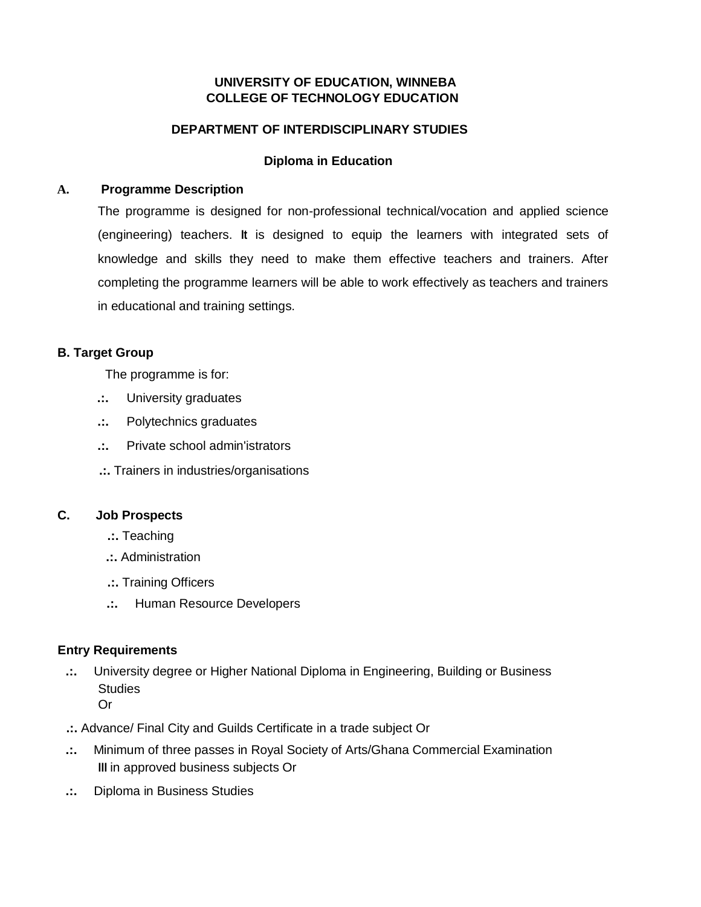**UNIVERSITY OF EDUCATION, WINNEBA**
**COLLEGE OF TECHNOLOGY EDUCATION**

**DEPARTMENT OF INTERDISCIPLINARY STUDIES**

**Diploma in Education**

## A. Programme Description

The programme is designed for non-professional technical/vocation and applied science (engineering) teachers. It is designed to equip the learners with integrated sets of knowledge and skills they need to make them effective teachers and trainers. After completing the programme learners will be able to work effectively as teachers and trainers in educational and training settings.

## B. Target Group

The programme is for:

- University graduates
- Polytechnics graduates
- Private school admin'istrators
- Trainers in industries/organisations

## C. Job Prospects

- Teaching
- Administration
- Training Officers
- Human Resource Developers

## Entry Requirements

- University degree or Higher National Diploma in Engineering, Building or Business Studies
  Or
- Advance/ Final City and Guilds Certificate in a trade subject Or
- Minimum of three passes in Royal Society of Arts/Ghana Commercial Examination III in approved business subjects Or
- Diploma in Business Studies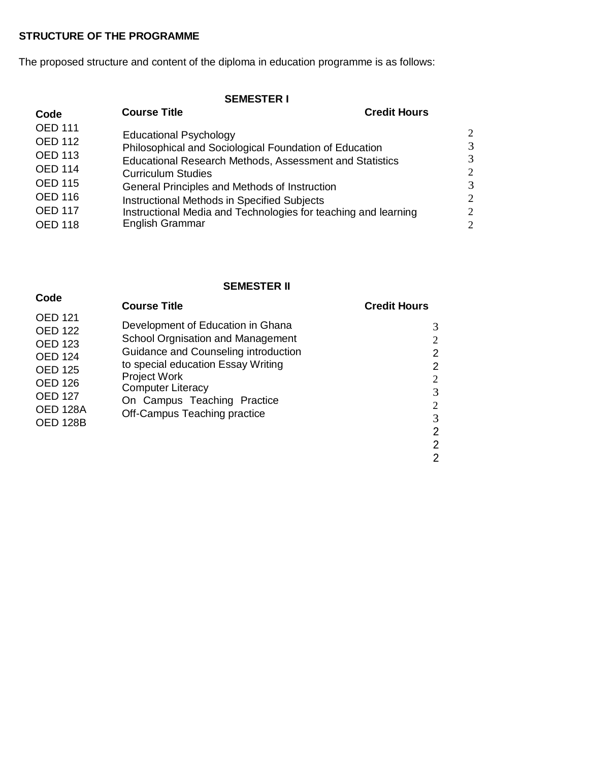**STRUCTURE OF THE PROGRAMME**

The proposed structure and content of the diploma in education programme is as follows:

### SEMESTER I

| Code | Course Title | Credit Hours |
|---|---|---|
| OED 111 | Educational Psychology | 2 |
| OED 112 | Philosophical and Sociological Foundation of Education | 3 |
| OED 113 | Educational Research Methods, Assessment and Statistics | 3 |
| OED 114 | Curriculum Studies | 2 |
| OED 115 | General Principles and Methods of Instruction | 3 |
| OED 116 | Instructional Methods in Specified Subjects | 2 |
| OED 117 | Instructional Media and Technologies for teaching and learning | 2 |
| OED 118 | English Grammar | 2 |

### SEMESTER II

| Code | Course Title | Credit Hours |
|---|---|---|
| OED 121 | Development of Education in Ghana | 3 |
| OED 122 | School Orgnisation and Management | 2 |
| OED 123 | Guidance and Counseling introduction | 2 |
| OED 124 | to special education Essay Writing | 2 |
| OED 125 | Project Work | 2 |
| OED 126 | Computer Literacy | 3 |
| OED 127 | On Campus Teaching Practice | 2 |
| OED 128A | Off-Campus Teaching practice | 3 |
| OED 128B | | 2 |
| | | 2 |
| | | 2 |